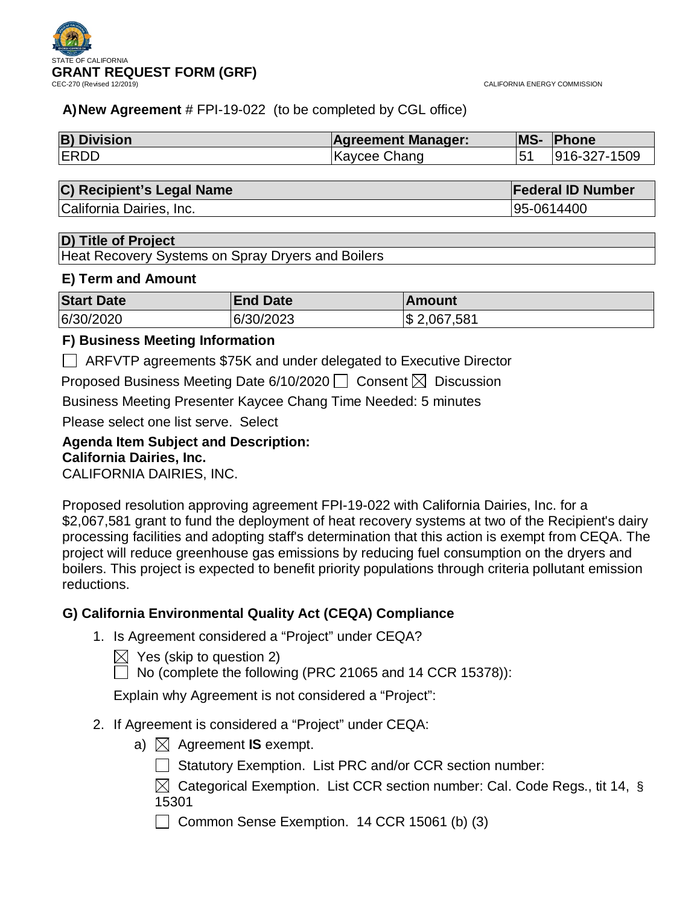STATE OF CALIFORNIA

# GRANT REQUEST FORM (GRF)

CEC-270 (Revised 12/2019)

CALIFORNIA ENERGY COMMISSION

**A) New Agreement** # FPI-19-022 (to be completed by CGL office)

| B) Division | Agreement Manager: | MS- | Phone |
|---|---|---|---|
| ERDD | Kaycee Chang | 51 | 916-327-1509 |

| C) Recipient's Legal Name | Federal ID Number |
|---|---|
| California Dairies, Inc. | 95-0614400 |

| D) Title of Project |
|---|
| Heat Recovery Systems on Spray Dryers and Boilers |

### E) Term and Amount

| Start Date | End Date | Amount |
|---|---|---|
| 6/30/2020 | 6/30/2023 | $ 2,067,581 |

### F) Business Meeting Information

☐ ARFVTP agreements $75K and under delegated to Executive Director

Proposed Business Meeting Date 6/10/2020 ☐ Consent ☒ Discussion

Business Meeting Presenter Kaycee Chang Time Needed: 5 minutes

Please select one list serve. Select

**Agenda Item Subject and Description:**
**California Dairies, Inc.**
CALIFORNIA DAIRIES, INC.

Proposed resolution approving agreement FPI-19-022 with California Dairies, Inc. for a $2,067,581 grant to fund the deployment of heat recovery systems at two of the Recipient's dairy processing facilities and adopting staff's determination that this action is exempt from CEQA. The project will reduce greenhouse gas emissions by reducing fuel consumption on the dryers and boilers. This project is expected to benefit priority populations through criteria pollutant emission reductions.

### G) California Environmental Quality Act (CEQA) Compliance

1. Is Agreement considered a "Project" under CEQA?

   ☒ Yes (skip to question 2)

   ☐ No (complete the following (PRC 21065 and 14 CCR 15378)):

   Explain why Agreement is not considered a "Project":

2. If Agreement is considered a "Project" under CEQA:

   a) ☒ Agreement **IS** exempt.

      ☐ Statutory Exemption. List PRC and/or CCR section number:

      ☒ Categorical Exemption. List CCR section number: Cal. Code Regs., tit 14, § 15301

      ☐ Common Sense Exemption. 14 CCR 15061 (b) (3)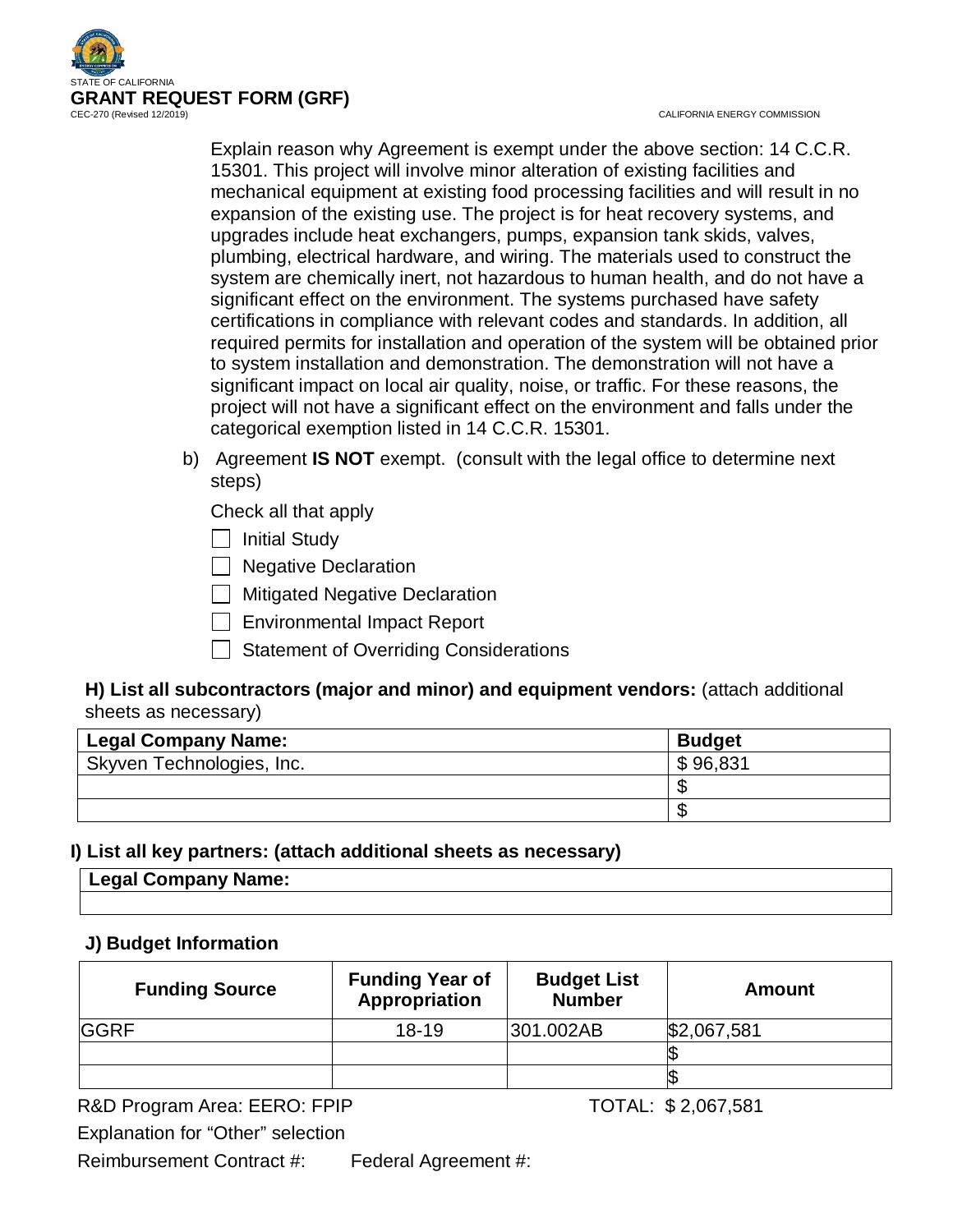Explain reason why Agreement is exempt under the above section: 14 C.C.R. 15301. This project will involve minor alteration of existing facilities and mechanical equipment at existing food processing facilities and will result in no expansion of the existing use. The project is for heat recovery systems, and upgrades include heat exchangers, pumps, expansion tank skids, valves, plumbing, electrical hardware, and wiring. The materials used to construct the system are chemically inert, not hazardous to human health, and do not have a significant effect on the environment. The systems purchased have safety certifications in compliance with relevant codes and standards. In addition, all required permits for installation and operation of the system will be obtained prior to system installation and demonstration. The demonstration will not have a significant impact on local air quality, noise, or traffic. For these reasons, the project will not have a significant effect on the environment and falls under the categorical exemption listed in 14 C.C.R. 15301.

b) Agreement **IS NOT** exempt. (consult with the legal office to determine next steps)

Check all that apply

- [ ] Initial Study
- [ ] Negative Declaration
- [ ] Mitigated Negative Declaration
- [ ] Environmental Impact Report
- [ ] Statement of Overriding Considerations

**H) List all subcontractors (major and minor) and equipment vendors:** (attach additional sheets as necessary)

| Legal Company Name: | Budget |
|---|---|
| Skyven Technologies, Inc. | $ 96,831 |
| | $ |
| | $ |

**I) List all key partners: (attach additional sheets as necessary)**

| Legal Company Name: |
|---|
| |

**J) Budget Information**

| Funding Source | Funding Year of Appropriation | Budget List Number | Amount |
|---|---|---|---|
| GGRF | 18-19 | 301.002AB | $2,067,581 |
| | | | $ |
| | | | $ |

R&D Program Area: EERO: FPIP TOTAL: $ 2,067,581

Explanation for "Other" selection

Reimbursement Contract #: Federal Agreement #: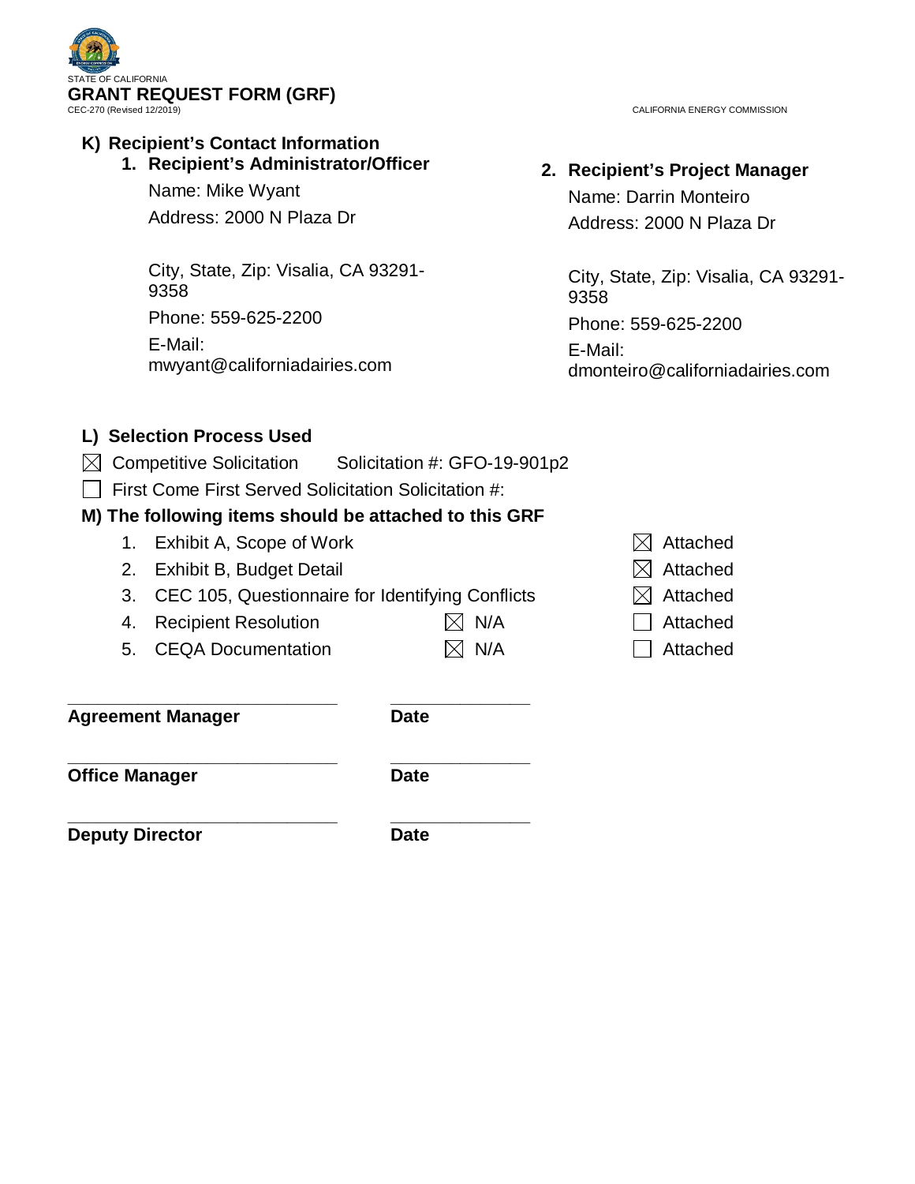STATE OF CALIFORNIA

# GRANT REQUEST FORM (GRF)

CEC-270 (Revised 12/2019)

CALIFORNIA ENERGY COMMISSION

## K) Recipient's Contact Information

### 1. Recipient's Administrator/Officer

Name: Mike Wyant

Address: 2000 N Plaza Dr

City, State, Zip: Visalia, CA 93291-9358

Phone: 559-625-2200

E-Mail: mwyant@californiadairies.com

### 2. Recipient's Project Manager

Name: Darrin Monteiro

Address: 2000 N Plaza Dr

City, State, Zip: Visalia, CA 93291-9358

Phone: 559-625-2200

E-Mail: dmonteiro@californiadairies.com

## L) Selection Process Used

☒ Competitive Solicitation Solicitation #: GFO-19-901p2

☐ First Come First Served Solicitation Solicitation #:

## M) The following items should be attached to this GRF

| | Item | N/A | Attached |
|---|---|---|---|
| 1. | Exhibit A, Scope of Work | | ☒ Attached |
| 2. | Exhibit B, Budget Detail | | ☒ Attached |
| 3. | CEC 105, Questionnaire for Identifying Conflicts | | ☒ Attached |
| 4. | Recipient Resolution | ☒ N/A | ☐ Attached |
| 5. | CEQA Documentation | ☒ N/A | ☐ Attached |

_____________________________ _______________

**Agreement Manager** **Date**

_____________________________ _______________

**Office Manager** **Date**

_____________________________ _______________

**Deputy Director** **Date**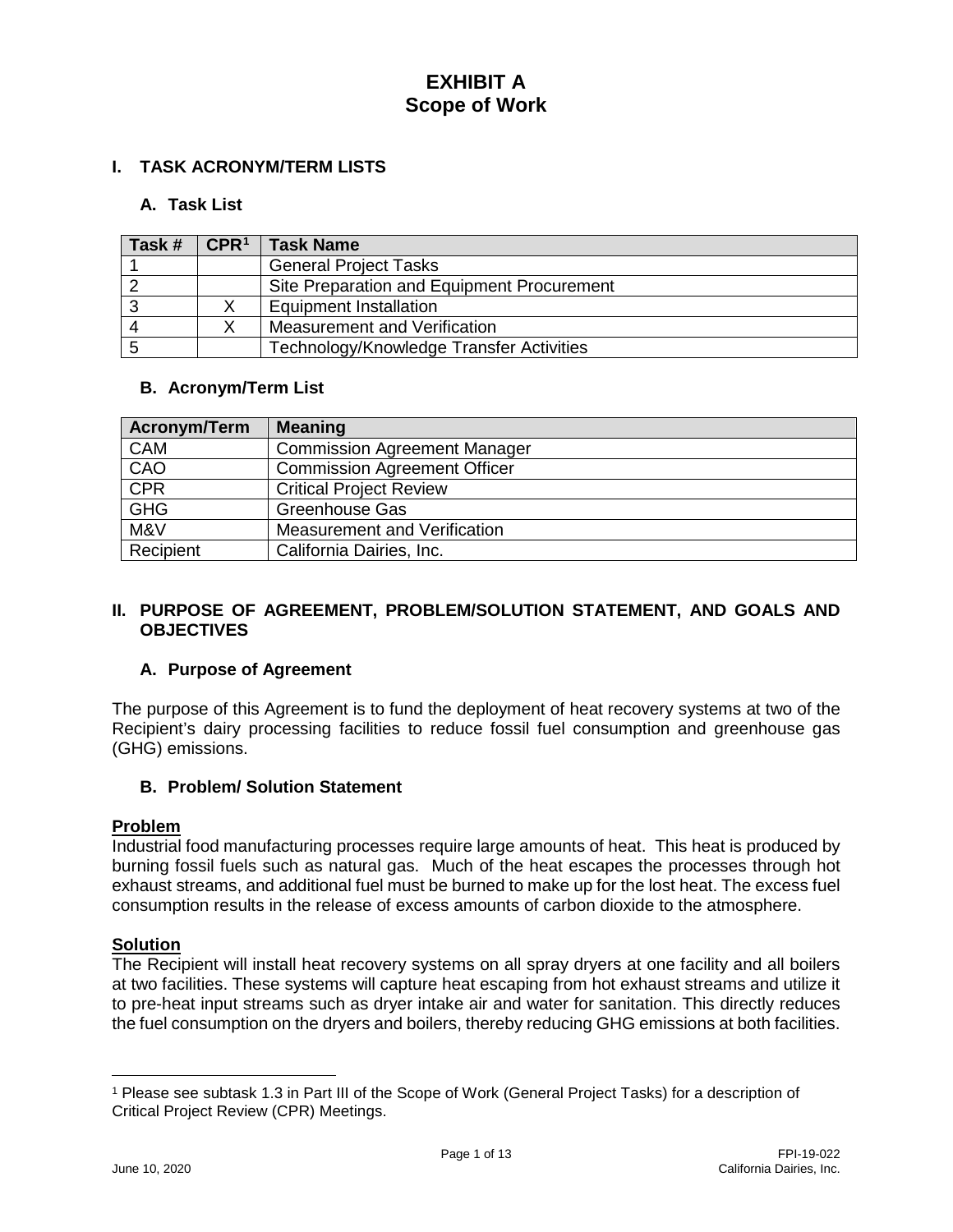# EXHIBIT A
# Scope of Work

## I. TASK ACRONYM/TERM LISTS

### A. Task List

| Task # | CPR[1] | Task Name |
|---|---|---|
| 1 | | General Project Tasks |
| 2 | | Site Preparation and Equipment Procurement |
| 3 | X | Equipment Installation |
| 4 | X | Measurement and Verification |
| 5 | | Technology/Knowledge Transfer Activities |

### B. Acronym/Term List

| Acronym/Term | Meaning |
|---|---|
| CAM | Commission Agreement Manager |
| CAO | Commission Agreement Officer |
| CPR | Critical Project Review |
| GHG | Greenhouse Gas |
| M&V | Measurement and Verification |
| Recipient | California Dairies, Inc. |

## II. PURPOSE OF AGREEMENT, PROBLEM/SOLUTION STATEMENT, AND GOALS AND OBJECTIVES

### A. Purpose of Agreement

The purpose of this Agreement is to fund the deployment of heat recovery systems at two of the Recipient's dairy processing facilities to reduce fossil fuel consumption and greenhouse gas (GHG) emissions.

### B. Problem/ Solution Statement

**Problem**
Industrial food manufacturing processes require large amounts of heat. This heat is produced by burning fossil fuels such as natural gas. Much of the heat escapes the processes through hot exhaust streams, and additional fuel must be burned to make up for the lost heat. The excess fuel consumption results in the release of excess amounts of carbon dioxide to the atmosphere.

**Solution**
The Recipient will install heat recovery systems on all spray dryers at one facility and all boilers at two facilities. These systems will capture heat escaping from hot exhaust streams and utilize it to pre-heat input streams such as dryer intake air and water for sanitation. This directly reduces the fuel consumption on the dryers and boilers, thereby reducing GHG emissions at both facilities.

[1] Please see subtask 1.3 in Part III of the Scope of Work (General Project Tasks) for a description of Critical Project Review (CPR) Meetings.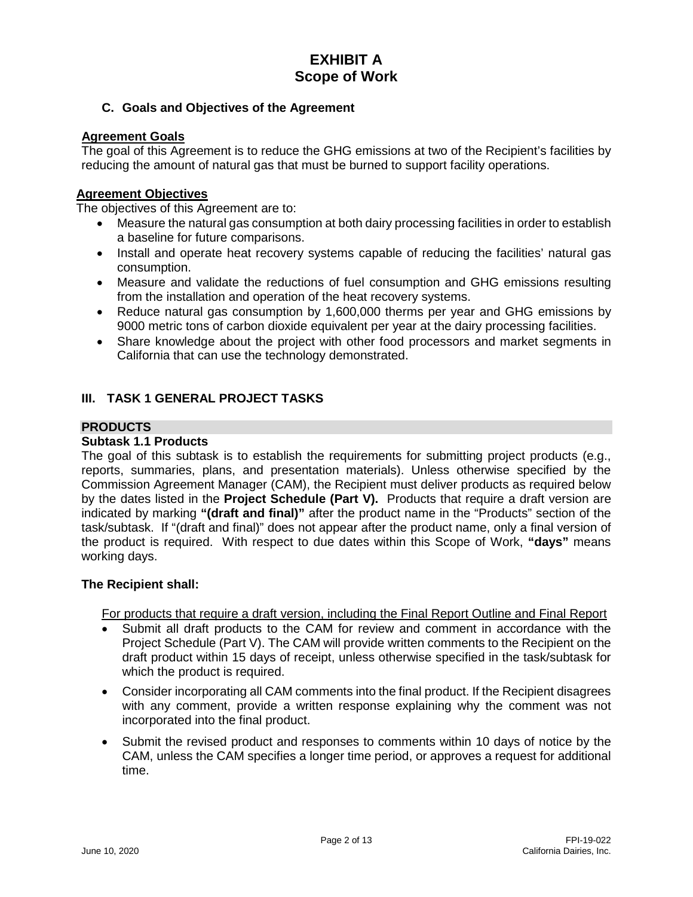# EXHIBIT A
# Scope of Work

## C. Goals and Objectives of the Agreement

**Agreement Goals**

The goal of this Agreement is to reduce the GHG emissions at two of the Recipient's facilities by reducing the amount of natural gas that must be burned to support facility operations.

**Agreement Objectives**

The objectives of this Agreement are to:

- Measure the natural gas consumption at both dairy processing facilities in order to establish a baseline for future comparisons.
- Install and operate heat recovery systems capable of reducing the facilities' natural gas consumption.
- Measure and validate the reductions of fuel consumption and GHG emissions resulting from the installation and operation of the heat recovery systems.
- Reduce natural gas consumption by 1,600,000 therms per year and GHG emissions by 9000 metric tons of carbon dioxide equivalent per year at the dairy processing facilities.
- Share knowledge about the project with other food processors and market segments in California that can use the technology demonstrated.

## III. TASK 1 GENERAL PROJECT TASKS

**PRODUCTS**

**Subtask 1.1 Products**

The goal of this subtask is to establish the requirements for submitting project products (e.g., reports, summaries, plans, and presentation materials). Unless otherwise specified by the Commission Agreement Manager (CAM), the Recipient must deliver products as required below by the dates listed in the **Project Schedule (Part V).** Products that require a draft version are indicated by marking **"(draft and final)"** after the product name in the "Products" section of the task/subtask. If "(draft and final)" does not appear after the product name, only a final version of the product is required. With respect to due dates within this Scope of Work, **"days"** means working days.

**The Recipient shall:**

For products that require a draft version, including the Final Report Outline and Final Report

- Submit all draft products to the CAM for review and comment in accordance with the Project Schedule (Part V). The CAM will provide written comments to the Recipient on the draft product within 15 days of receipt, unless otherwise specified in the task/subtask for which the product is required.
- Consider incorporating all CAM comments into the final product. If the Recipient disagrees with any comment, provide a written response explaining why the comment was not incorporated into the final product.
- Submit the revised product and responses to comments within 10 days of notice by the CAM, unless the CAM specifies a longer time period, or approves a request for additional time.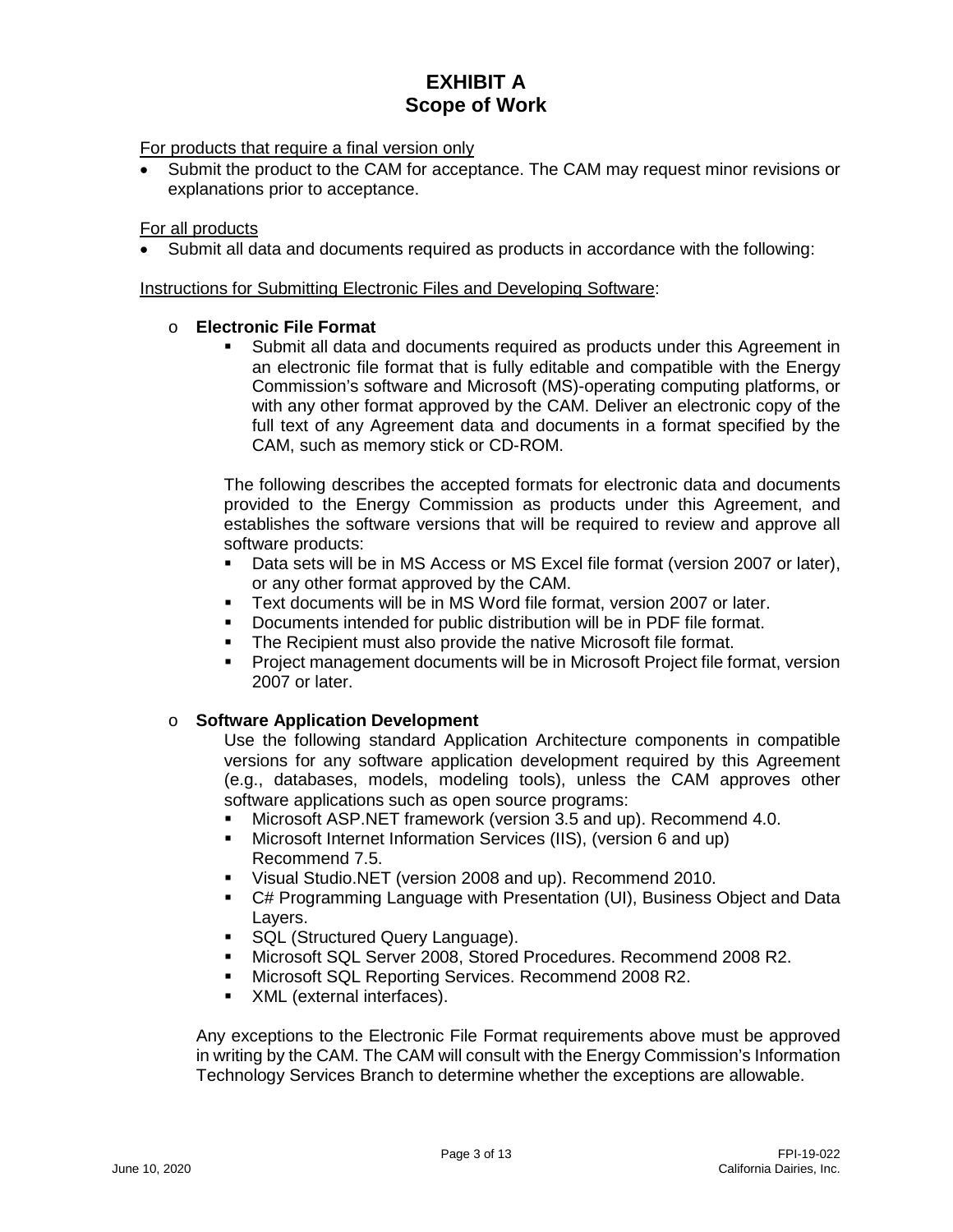# EXHIBIT A
## Scope of Work

For products that require a final version only

- Submit the product to the CAM for acceptance. The CAM may request minor revisions or explanations prior to acceptance.

For all products

- Submit all data and documents required as products in accordance with the following:

Instructions for Submitting Electronic Files and Developing Software:

- **Electronic File Format**
  - Submit all data and documents required as products under this Agreement in an electronic file format that is fully editable and compatible with the Energy Commission's software and Microsoft (MS)-operating computing platforms, or with any other format approved by the CAM. Deliver an electronic copy of the full text of any Agreement data and documents in a format specified by the CAM, such as memory stick or CD-ROM.

  The following describes the accepted formats for electronic data and documents provided to the Energy Commission as products under this Agreement, and establishes the software versions that will be required to review and approve all software products:

  - Data sets will be in MS Access or MS Excel file format (version 2007 or later), or any other format approved by the CAM.
  - Text documents will be in MS Word file format, version 2007 or later.
  - Documents intended for public distribution will be in PDF file format.
  - The Recipient must also provide the native Microsoft file format.
  - Project management documents will be in Microsoft Project file format, version 2007 or later.

- **Software Application Development**

  Use the following standard Application Architecture components in compatible versions for any software application development required by this Agreement (e.g., databases, models, modeling tools), unless the CAM approves other software applications such as open source programs:

  - Microsoft ASP.NET framework (version 3.5 and up). Recommend 4.0.
  - Microsoft Internet Information Services (IIS), (version 6 and up) Recommend 7.5.
  - Visual Studio.NET (version 2008 and up). Recommend 2010.
  - C# Programming Language with Presentation (UI), Business Object and Data Layers.
  - SQL (Structured Query Language).
  - Microsoft SQL Server 2008, Stored Procedures. Recommend 2008 R2.
  - Microsoft SQL Reporting Services. Recommend 2008 R2.
  - XML (external interfaces).

  Any exceptions to the Electronic File Format requirements above must be approved in writing by the CAM. The CAM will consult with the Energy Commission's Information Technology Services Branch to determine whether the exceptions are allowable.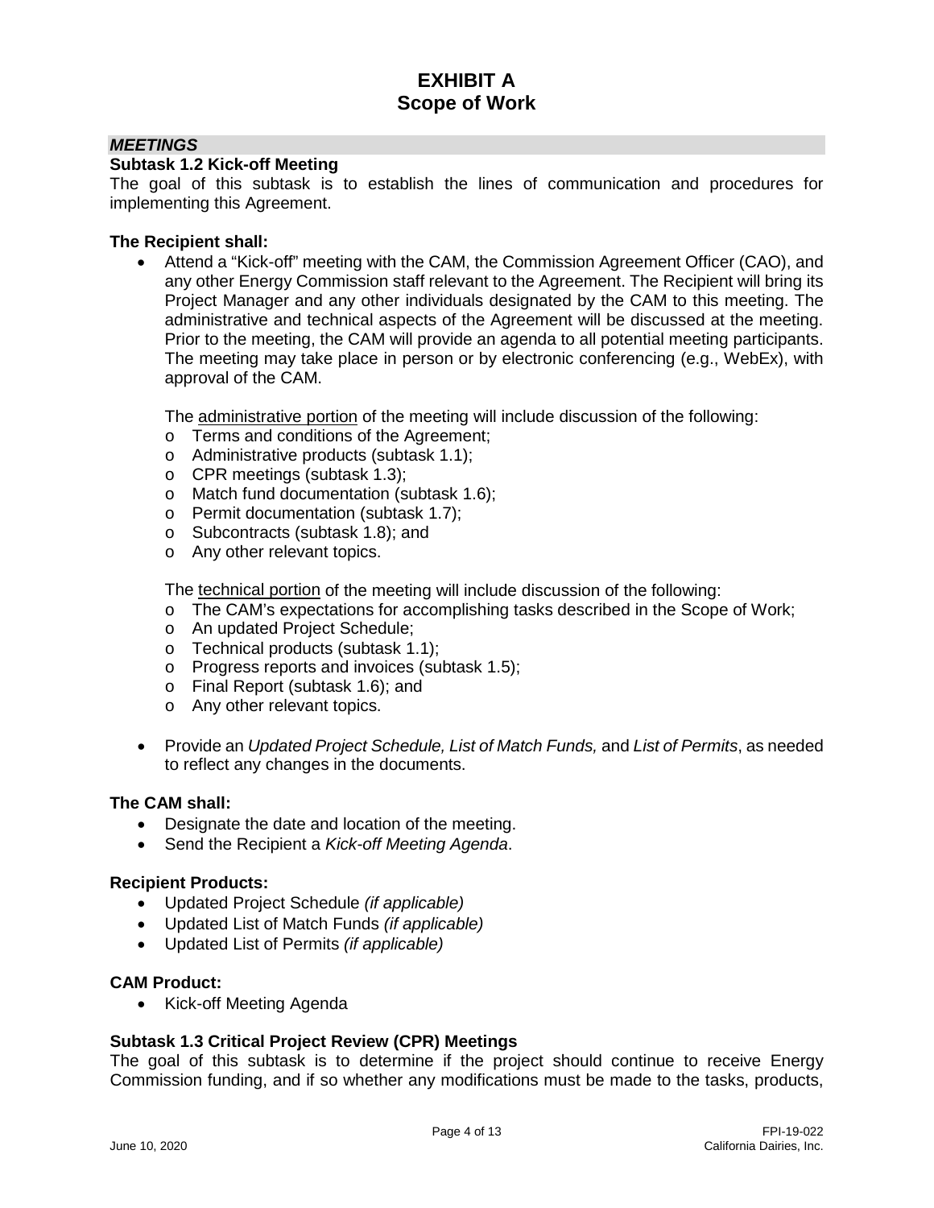# EXHIBIT A
# Scope of Work

***MEETINGS***

**Subtask 1.2 Kick-off Meeting**

The goal of this subtask is to establish the lines of communication and procedures for implementing this Agreement.

**The Recipient shall:**

- Attend a "Kick-off" meeting with the CAM, the Commission Agreement Officer (CAO), and any other Energy Commission staff relevant to the Agreement. The Recipient will bring its Project Manager and any other individuals designated by the CAM to this meeting. The administrative and technical aspects of the Agreement will be discussed at the meeting. Prior to the meeting, the CAM will provide an agenda to all potential meeting participants. The meeting may take place in person or by electronic conferencing (e.g., WebEx), with approval of the CAM.

  The administrative portion of the meeting will include discussion of the following:
  - Terms and conditions of the Agreement;
  - Administrative products (subtask 1.1);
  - CPR meetings (subtask 1.3);
  - Match fund documentation (subtask 1.6);
  - Permit documentation (subtask 1.7);
  - Subcontracts (subtask 1.8); and
  - Any other relevant topics.

  The technical portion of the meeting will include discussion of the following:
  - The CAM's expectations for accomplishing tasks described in the Scope of Work;
  - An updated Project Schedule;
  - Technical products (subtask 1.1);
  - Progress reports and invoices (subtask 1.5);
  - Final Report (subtask 1.6); and
  - Any other relevant topics.

- Provide an *Updated Project Schedule, List of Match Funds,* and *List of Permits*, as needed to reflect any changes in the documents.

**The CAM shall:**

- Designate the date and location of the meeting.
- Send the Recipient a *Kick-off Meeting Agenda*.

**Recipient Products:**

- Updated Project Schedule *(if applicable)*
- Updated List of Match Funds *(if applicable)*
- Updated List of Permits *(if applicable)*

**CAM Product:**

- Kick-off Meeting Agenda

**Subtask 1.3 Critical Project Review (CPR) Meetings**

The goal of this subtask is to determine if the project should continue to receive Energy Commission funding, and if so whether any modifications must be made to the tasks, products,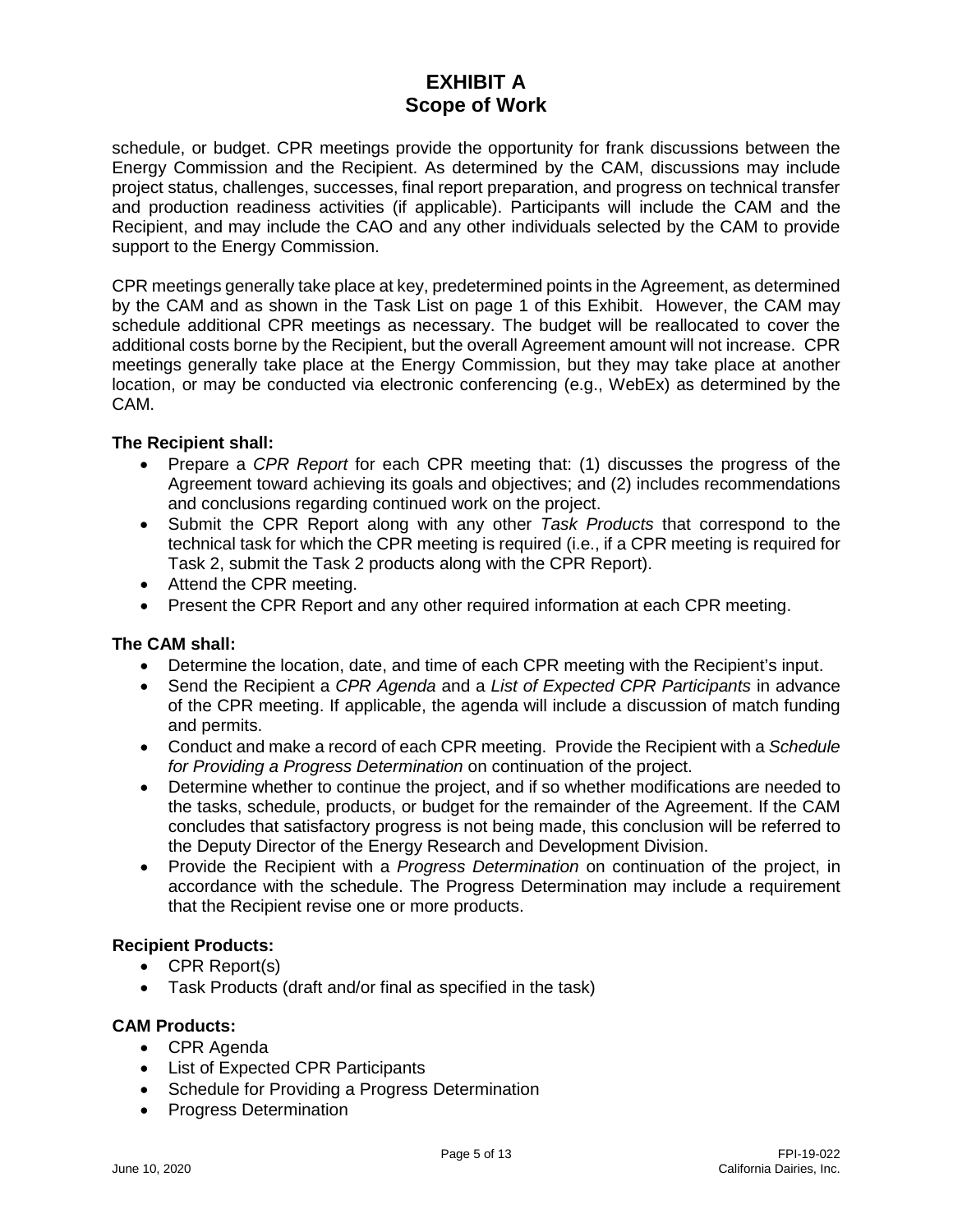schedule, or budget. CPR meetings provide the opportunity for frank discussions between the Energy Commission and the Recipient. As determined by the CAM, discussions may include project status, challenges, successes, final report preparation, and progress on technical transfer and production readiness activities (if applicable). Participants will include the CAM and the Recipient, and may include the CAO and any other individuals selected by the CAM to provide support to the Energy Commission.

CPR meetings generally take place at key, predetermined points in the Agreement, as determined by the CAM and as shown in the Task List on page 1 of this Exhibit. However, the CAM may schedule additional CPR meetings as necessary. The budget will be reallocated to cover the additional costs borne by the Recipient, but the overall Agreement amount will not increase. CPR meetings generally take place at the Energy Commission, but they may take place at another location, or may be conducted via electronic conferencing (e.g., WebEx) as determined by the CAM.

**The Recipient shall:**

- Prepare a *CPR Report* for each CPR meeting that: (1) discusses the progress of the Agreement toward achieving its goals and objectives; and (2) includes recommendations and conclusions regarding continued work on the project.
- Submit the CPR Report along with any other *Task Products* that correspond to the technical task for which the CPR meeting is required (i.e., if a CPR meeting is required for Task 2, submit the Task 2 products along with the CPR Report).
- Attend the CPR meeting.
- Present the CPR Report and any other required information at each CPR meeting.

**The CAM shall:**

- Determine the location, date, and time of each CPR meeting with the Recipient's input.
- Send the Recipient a *CPR Agenda* and a *List of Expected CPR Participants* in advance of the CPR meeting. If applicable, the agenda will include a discussion of match funding and permits.
- Conduct and make a record of each CPR meeting. Provide the Recipient with a *Schedule for Providing a Progress Determination* on continuation of the project.
- Determine whether to continue the project, and if so whether modifications are needed to the tasks, schedule, products, or budget for the remainder of the Agreement. If the CAM concludes that satisfactory progress is not being made, this conclusion will be referred to the Deputy Director of the Energy Research and Development Division.
- Provide the Recipient with a *Progress Determination* on continuation of the project, in accordance with the schedule. The Progress Determination may include a requirement that the Recipient revise one or more products.

**Recipient Products:**

- CPR Report(s)
- Task Products (draft and/or final as specified in the task)

**CAM Products:**

- CPR Agenda
- List of Expected CPR Participants
- Schedule for Providing a Progress Determination
- Progress Determination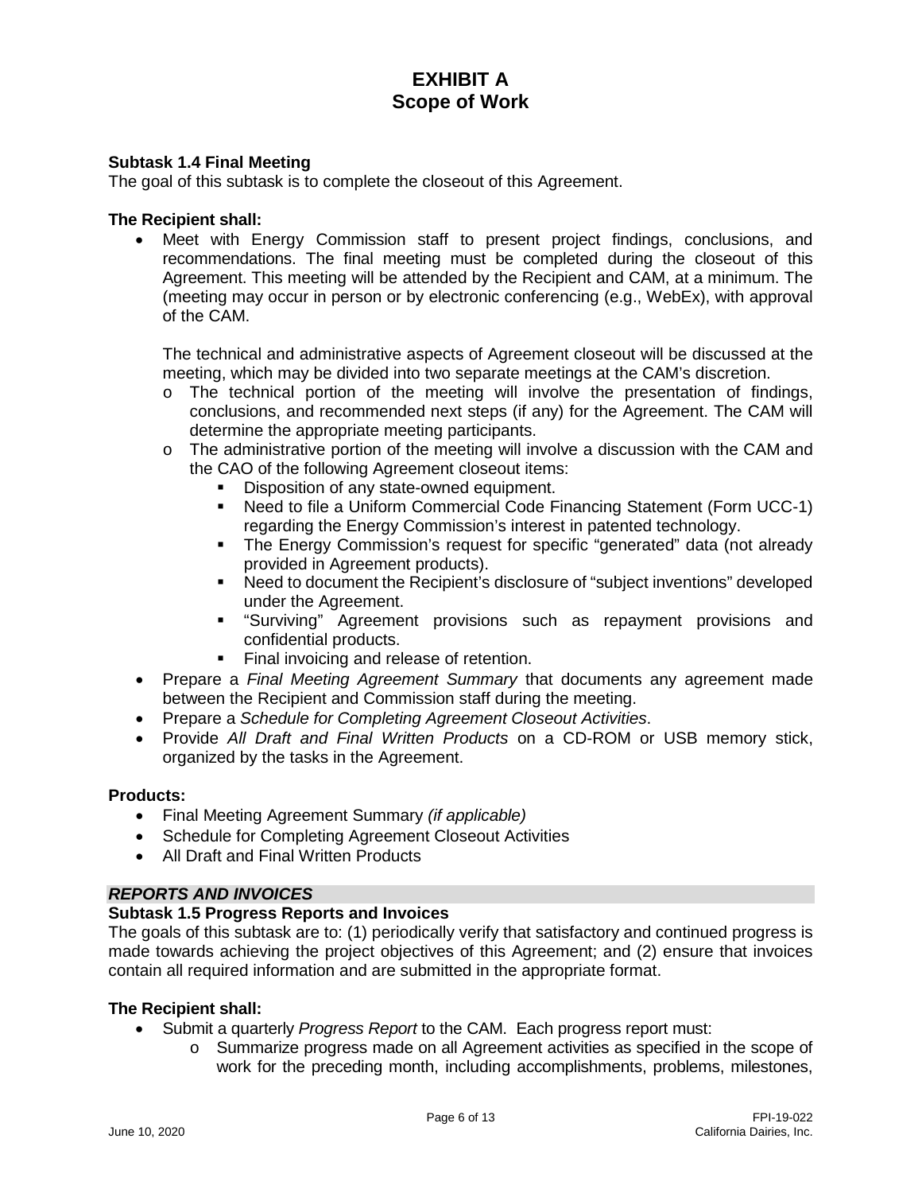**Subtask 1.4 Final Meeting**

The goal of this subtask is to complete the closeout of this Agreement.

**The Recipient shall:**

- Meet with Energy Commission staff to present project findings, conclusions, and recommendations. The final meeting must be completed during the closeout of this Agreement. This meeting will be attended by the Recipient and CAM, at a minimum. The (meeting may occur in person or by electronic conferencing (e.g., WebEx), with approval of the CAM.

  The technical and administrative aspects of Agreement closeout will be discussed at the meeting, which may be divided into two separate meetings at the CAM's discretion.
  - The technical portion of the meeting will involve the presentation of findings, conclusions, and recommended next steps (if any) for the Agreement. The CAM will determine the appropriate meeting participants.
  - The administrative portion of the meeting will involve a discussion with the CAM and the CAO of the following Agreement closeout items:
    - Disposition of any state-owned equipment.
    - Need to file a Uniform Commercial Code Financing Statement (Form UCC-1) regarding the Energy Commission's interest in patented technology.
    - The Energy Commission's request for specific "generated" data (not already provided in Agreement products).
    - Need to document the Recipient's disclosure of "subject inventions" developed under the Agreement.
    - "Surviving" Agreement provisions such as repayment provisions and confidential products.
    - Final invoicing and release of retention.
- Prepare a *Final Meeting Agreement Summary* that documents any agreement made between the Recipient and Commission staff during the meeting.
- Prepare a *Schedule for Completing Agreement Closeout Activities*.
- Provide *All Draft and Final Written Products* on a CD-ROM or USB memory stick, organized by the tasks in the Agreement.

**Products:**

- Final Meeting Agreement Summary *(if applicable)*
- Schedule for Completing Agreement Closeout Activities
- All Draft and Final Written Products

***REPORTS AND INVOICES***

**Subtask 1.5 Progress Reports and Invoices**

The goals of this subtask are to: (1) periodically verify that satisfactory and continued progress is made towards achieving the project objectives of this Agreement; and (2) ensure that invoices contain all required information and are submitted in the appropriate format.

**The Recipient shall:**

- Submit a quarterly *Progress Report* to the CAM. Each progress report must:
  - Summarize progress made on all Agreement activities as specified in the scope of work for the preceding month, including accomplishments, problems, milestones,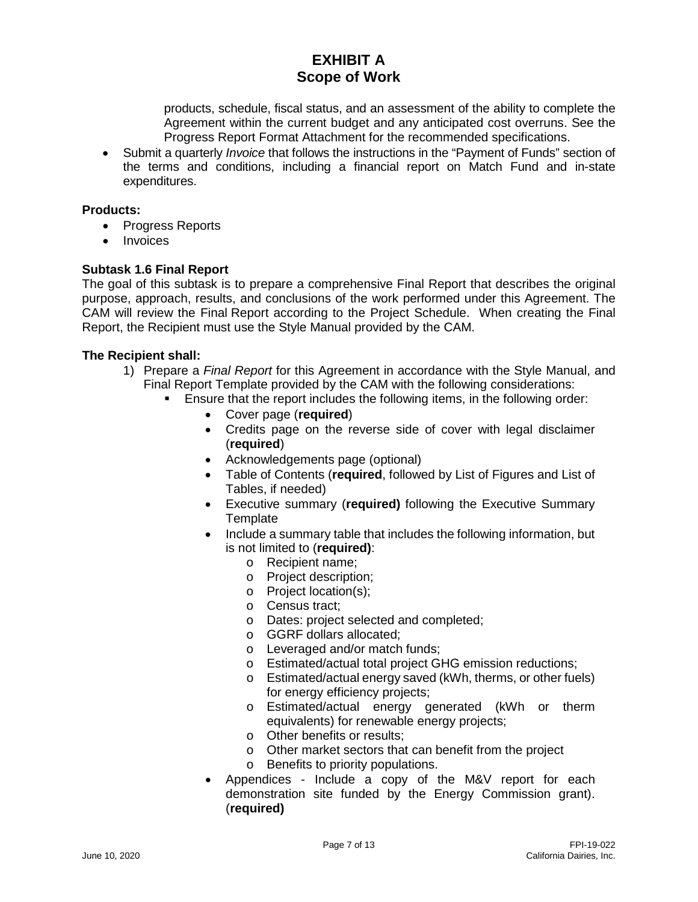products, schedule, fiscal status, and an assessment of the ability to complete the Agreement within the current budget and any anticipated cost overruns. See the Progress Report Format Attachment for the recommended specifications.

- Submit a quarterly *Invoice* that follows the instructions in the "Payment of Funds" section of the terms and conditions, including a financial report on Match Fund and in-state expenditures.

**Products:**

- Progress Reports
- Invoices

**Subtask 1.6 Final Report**

The goal of this subtask is to prepare a comprehensive Final Report that describes the original purpose, approach, results, and conclusions of the work performed under this Agreement. The CAM will review the Final Report according to the Project Schedule. When creating the Final Report, the Recipient must use the Style Manual provided by the CAM.

**The Recipient shall:**

1) Prepare a *Final Report* for this Agreement in accordance with the Style Manual, and Final Report Template provided by the CAM with the following considerations:
   - Ensure that the report includes the following items, in the following order:
     - Cover page (**required**)
     - Credits page on the reverse side of cover with legal disclaimer (**required**)
     - Acknowledgements page (optional)
     - Table of Contents (**required**, followed by List of Figures and List of Tables, if needed)
     - Executive summary (**required)** following the Executive Summary Template
     - Include a summary table that includes the following information, but is not limited to (**required)**:
       - Recipient name;
       - Project description;
       - Project location(s);
       - Census tract;
       - Dates: project selected and completed;
       - GGRF dollars allocated;
       - Leveraged and/or match funds;
       - Estimated/actual total project GHG emission reductions;
       - Estimated/actual energy saved (kWh, therms, or other fuels) for energy efficiency projects;
       - Estimated/actual energy generated (kWh or therm equivalents) for renewable energy projects;
       - Other benefits or results;
       - Other market sectors that can benefit from the project
       - Benefits to priority populations.
     - Appendices - Include a copy of the M&V report for each demonstration site funded by the Energy Commission grant). (**required)**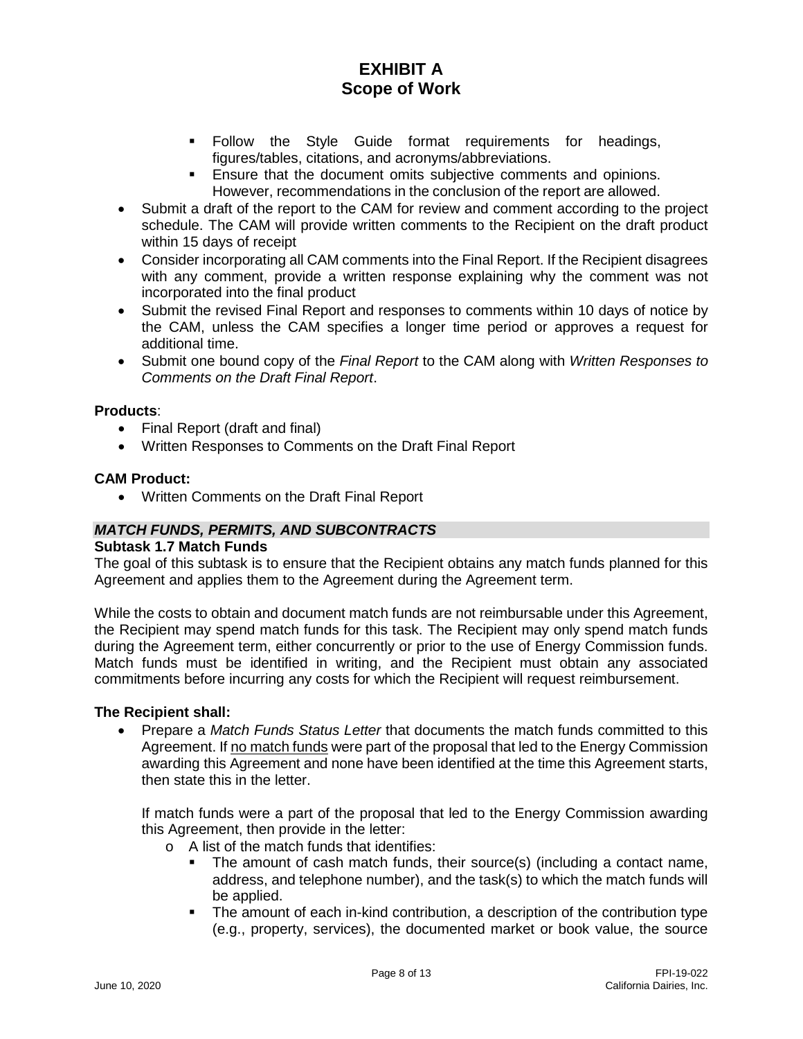# EXHIBIT A
# Scope of Work

    - Follow the Style Guide format requirements for headings, figures/tables, citations, and acronyms/abbreviations.
    - Ensure that the document omits subjective comments and opinions. However, recommendations in the conclusion of the report are allowed.
- Submit a draft of the report to the CAM for review and comment according to the project schedule. The CAM will provide written comments to the Recipient on the draft product within 15 days of receipt
- Consider incorporating all CAM comments into the Final Report. If the Recipient disagrees with any comment, provide a written response explaining why the comment was not incorporated into the final product
- Submit the revised Final Report and responses to comments within 10 days of notice by the CAM, unless the CAM specifies a longer time period or approves a request for additional time.
- Submit one bound copy of the *Final Report* to the CAM along with *Written Responses to Comments on the Draft Final Report*.

**Products**:

- Final Report (draft and final)
- Written Responses to Comments on the Draft Final Report

**CAM Product:**

- Written Comments on the Draft Final Report

## *MATCH FUNDS, PERMITS, AND SUBCONTRACTS*

### Subtask 1.7 Match Funds

The goal of this subtask is to ensure that the Recipient obtains any match funds planned for this Agreement and applies them to the Agreement during the Agreement term.

While the costs to obtain and document match funds are not reimbursable under this Agreement, the Recipient may spend match funds for this task. The Recipient may only spend match funds during the Agreement term, either concurrently or prior to the use of Energy Commission funds. Match funds must be identified in writing, and the Recipient must obtain any associated commitments before incurring any costs for which the Recipient will request reimbursement.

**The Recipient shall:**

- Prepare a *Match Funds Status Letter* that documents the match funds committed to this Agreement. If no match funds were part of the proposal that led to the Energy Commission awarding this Agreement and none have been identified at the time this Agreement starts, then state this in the letter.

  If match funds were a part of the proposal that led to the Energy Commission awarding this Agreement, then provide in the letter:
    - A list of the match funds that identifies:
        - The amount of cash match funds, their source(s) (including a contact name, address, and telephone number), and the task(s) to which the match funds will be applied.
        - The amount of each in-kind contribution, a description of the contribution type (e.g., property, services), the documented market or book value, the source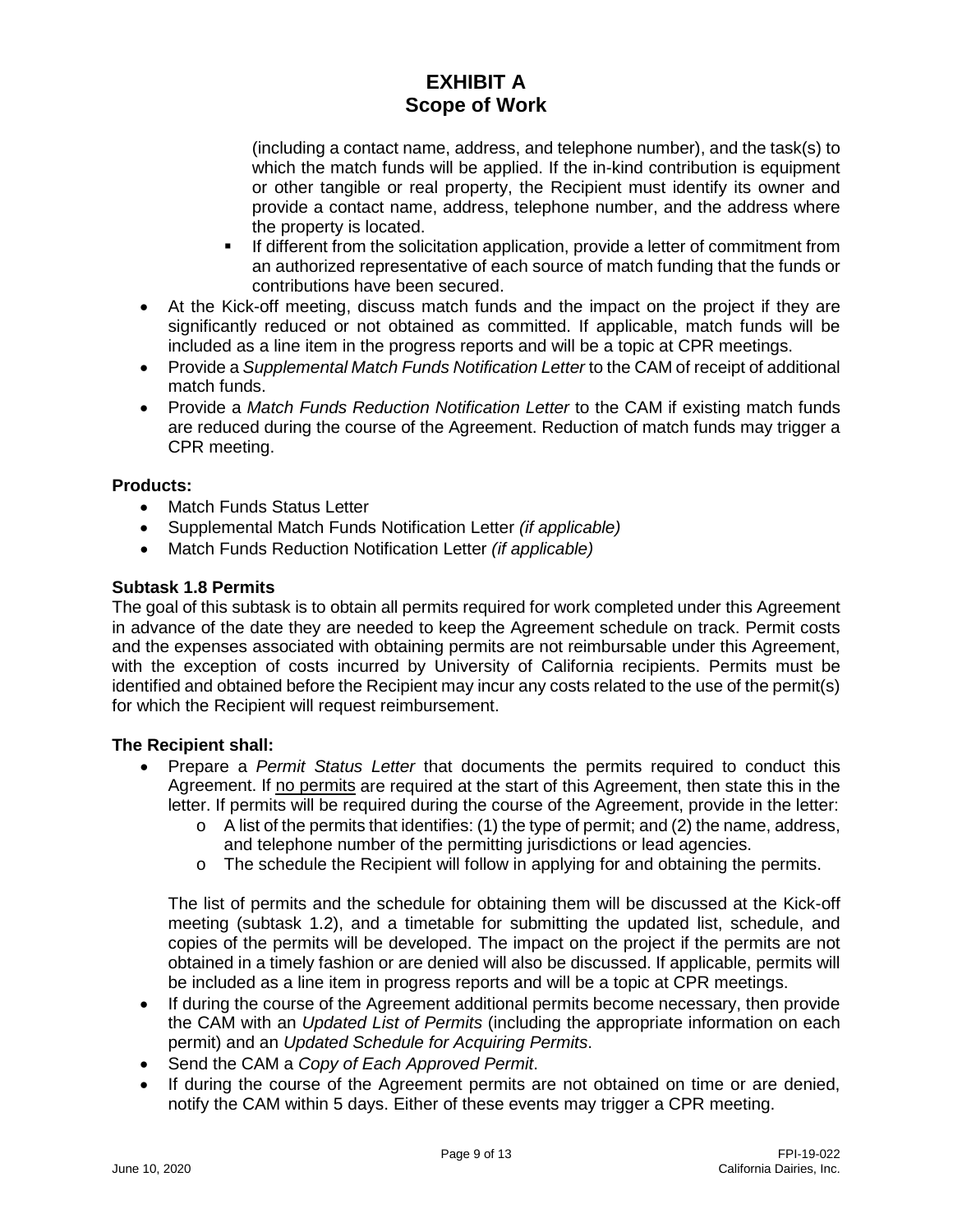(including a contact name, address, and telephone number), and the task(s) to which the match funds will be applied. If the in-kind contribution is equipment or other tangible or real property, the Recipient must identify its owner and provide a contact name, address, telephone number, and the address where the property is located.
    - If different from the solicitation application, provide a letter of commitment from an authorized representative of each source of match funding that the funds or contributions have been secured.
- At the Kick-off meeting, discuss match funds and the impact on the project if they are significantly reduced or not obtained as committed. If applicable, match funds will be included as a line item in the progress reports and will be a topic at CPR meetings.
- Provide a *Supplemental Match Funds Notification Letter* to the CAM of receipt of additional match funds.
- Provide a *Match Funds Reduction Notification Letter* to the CAM if existing match funds are reduced during the course of the Agreement. Reduction of match funds may trigger a CPR meeting.

**Products:**

- Match Funds Status Letter
- Supplemental Match Funds Notification Letter *(if applicable)*
- Match Funds Reduction Notification Letter *(if applicable)*

**Subtask 1.8 Permits**

The goal of this subtask is to obtain all permits required for work completed under this Agreement in advance of the date they are needed to keep the Agreement schedule on track. Permit costs and the expenses associated with obtaining permits are not reimbursable under this Agreement, with the exception of costs incurred by University of California recipients. Permits must be identified and obtained before the Recipient may incur any costs related to the use of the permit(s) for which the Recipient will request reimbursement.

**The Recipient shall:**

- Prepare a *Permit Status Letter* that documents the permits required to conduct this Agreement. If no permits are required at the start of this Agreement, then state this in the letter. If permits will be required during the course of the Agreement, provide in the letter:
    - A list of the permits that identifies: (1) the type of permit; and (2) the name, address, and telephone number of the permitting jurisdictions or lead agencies.
    - The schedule the Recipient will follow in applying for and obtaining the permits.

  The list of permits and the schedule for obtaining them will be discussed at the Kick-off meeting (subtask 1.2), and a timetable for submitting the updated list, schedule, and copies of the permits will be developed. The impact on the project if the permits are not obtained in a timely fashion or are denied will also be discussed. If applicable, permits will be included as a line item in progress reports and will be a topic at CPR meetings.
- If during the course of the Agreement additional permits become necessary, then provide the CAM with an *Updated List of Permits* (including the appropriate information on each permit) and an *Updated Schedule for Acquiring Permits*.
- Send the CAM a *Copy of Each Approved Permit*.
- If during the course of the Agreement permits are not obtained on time or are denied, notify the CAM within 5 days. Either of these events may trigger a CPR meeting.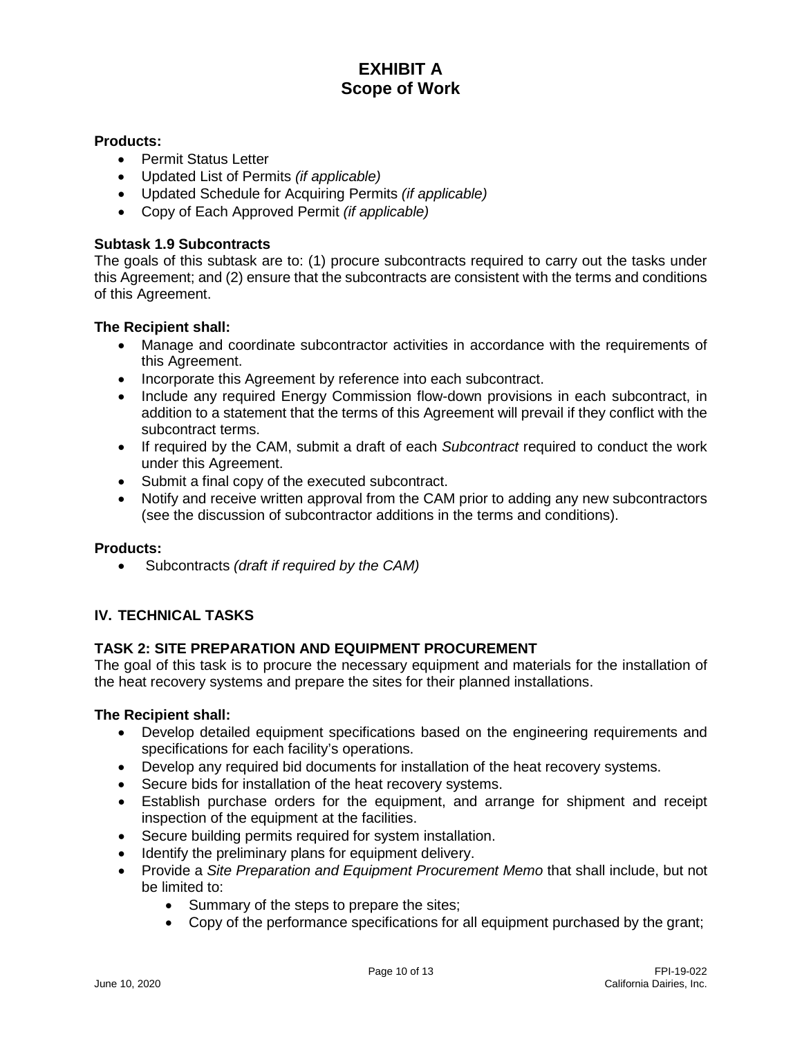**Products:**

- Permit Status Letter
- Updated List of Permits *(if applicable)*
- Updated Schedule for Acquiring Permits *(if applicable)*
- Copy of Each Approved Permit *(if applicable)*

**Subtask 1.9 Subcontracts**

The goals of this subtask are to: (1) procure subcontracts required to carry out the tasks under this Agreement; and (2) ensure that the subcontracts are consistent with the terms and conditions of this Agreement.

**The Recipient shall:**

- Manage and coordinate subcontractor activities in accordance with the requirements of this Agreement.
- Incorporate this Agreement by reference into each subcontract.
- Include any required Energy Commission flow-down provisions in each subcontract, in addition to a statement that the terms of this Agreement will prevail if they conflict with the subcontract terms.
- If required by the CAM, submit a draft of each *Subcontract* required to conduct the work under this Agreement.
- Submit a final copy of the executed subcontract.
- Notify and receive written approval from the CAM prior to adding any new subcontractors (see the discussion of subcontractor additions in the terms and conditions).

**Products:**

- Subcontracts *(draft if required by the CAM)*

## IV. TECHNICAL TASKS

### TASK 2: SITE PREPARATION AND EQUIPMENT PROCUREMENT

The goal of this task is to procure the necessary equipment and materials for the installation of the heat recovery systems and prepare the sites for their planned installations.

**The Recipient shall:**

- Develop detailed equipment specifications based on the engineering requirements and specifications for each facility's operations.
- Develop any required bid documents for installation of the heat recovery systems.
- Secure bids for installation of the heat recovery systems.
- Establish purchase orders for the equipment, and arrange for shipment and receipt inspection of the equipment at the facilities.
- Secure building permits required for system installation.
- Identify the preliminary plans for equipment delivery.
- Provide a *Site Preparation and Equipment Procurement Memo* that shall include, but not be limited to:
  - Summary of the steps to prepare the sites;
  - Copy of the performance specifications for all equipment purchased by the grant;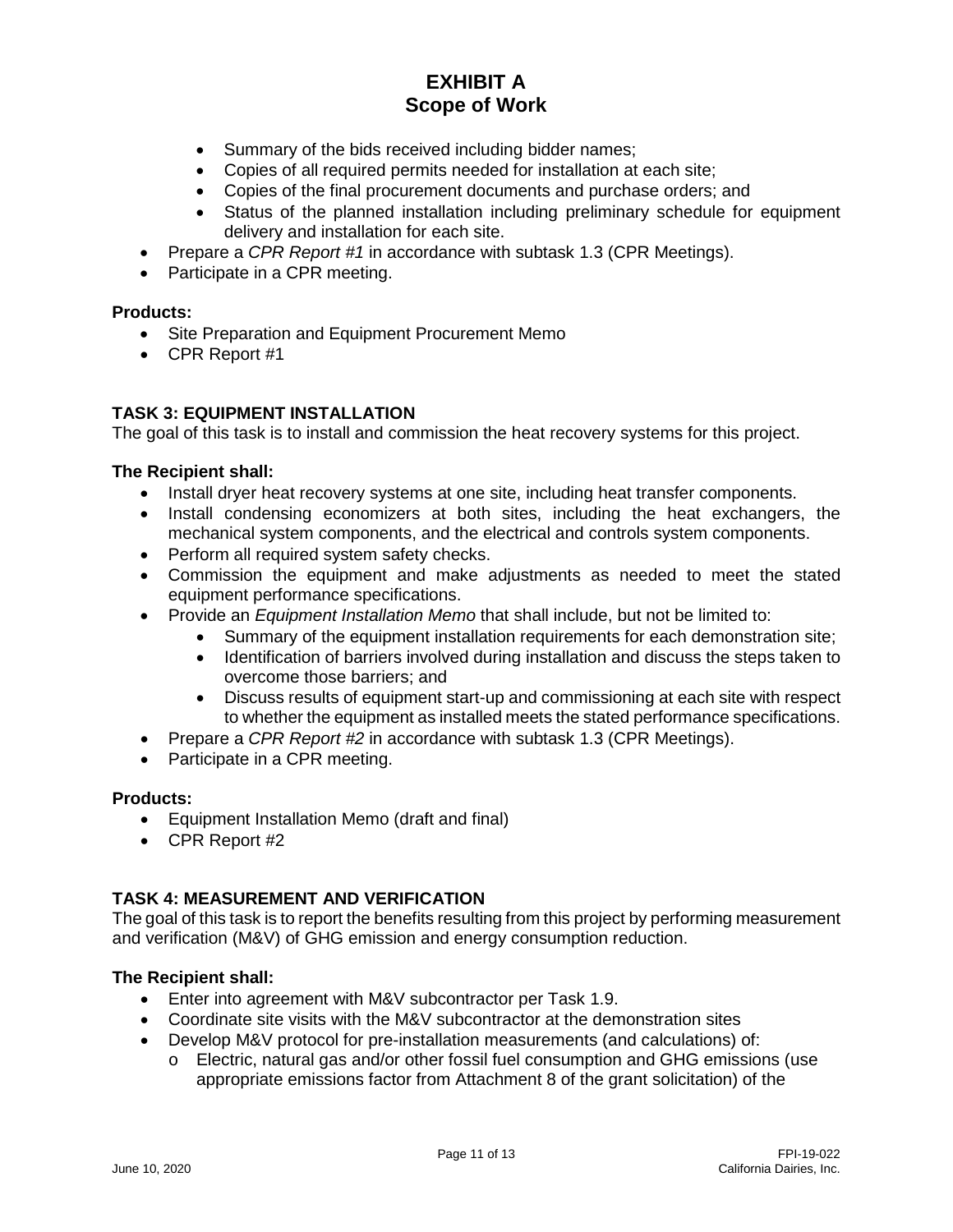# EXHIBIT A
# Scope of Work

- Summary of the bids received including bidder names;
- Copies of all required permits needed for installation at each site;
- Copies of the final procurement documents and purchase orders; and
- Status of the planned installation including preliminary schedule for equipment delivery and installation for each site.

- Prepare a *CPR Report #1* in accordance with subtask 1.3 (CPR Meetings).
- Participate in a CPR meeting.

**Products:**

- Site Preparation and Equipment Procurement Memo
- CPR Report #1

### TASK 3: EQUIPMENT INSTALLATION

The goal of this task is to install and commission the heat recovery systems for this project.

**The Recipient shall:**

- Install dryer heat recovery systems at one site, including heat transfer components.
- Install condensing economizers at both sites, including the heat exchangers, the mechanical system components, and the electrical and controls system components.
- Perform all required system safety checks.
- Commission the equipment and make adjustments as needed to meet the stated equipment performance specifications.
- Provide an *Equipment Installation Memo* that shall include, but not be limited to:
  - Summary of the equipment installation requirements for each demonstration site;
  - Identification of barriers involved during installation and discuss the steps taken to overcome those barriers; and
  - Discuss results of equipment start-up and commissioning at each site with respect to whether the equipment as installed meets the stated performance specifications.
- Prepare a *CPR Report #2* in accordance with subtask 1.3 (CPR Meetings).
- Participate in a CPR meeting.

**Products:**

- Equipment Installation Memo (draft and final)
- CPR Report #2

### TASK 4: MEASUREMENT AND VERIFICATION

The goal of this task is to report the benefits resulting from this project by performing measurement and verification (M&V) of GHG emission and energy consumption reduction.

**The Recipient shall:**

- Enter into agreement with M&V subcontractor per Task 1.9.
- Coordinate site visits with the M&V subcontractor at the demonstration sites
- Develop M&V protocol for pre-installation measurements (and calculations) of:
  - o Electric, natural gas and/or other fossil fuel consumption and GHG emissions (use appropriate emissions factor from Attachment 8 of the grant solicitation) of the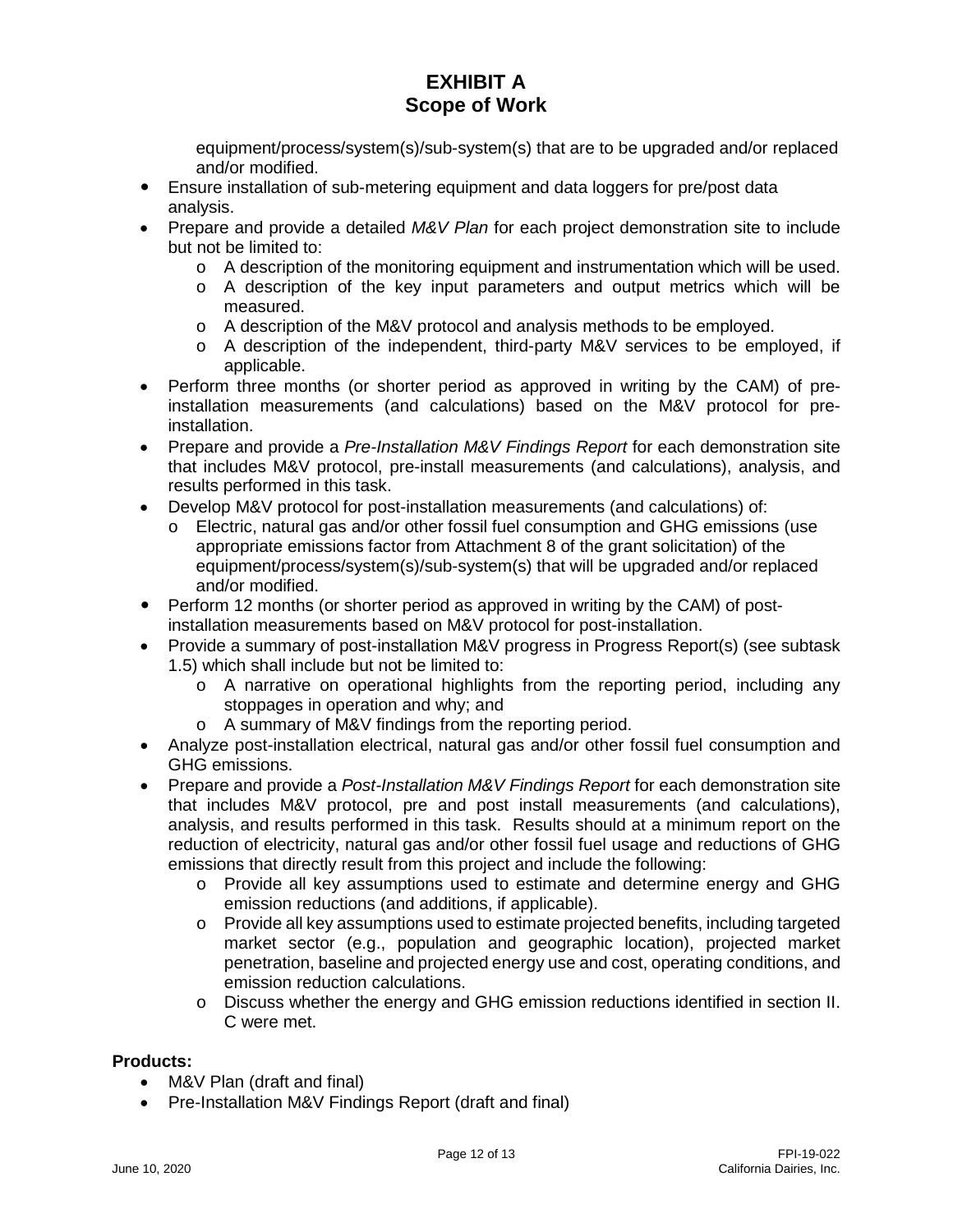equipment/process/system(s)/sub-system(s) that are to be upgraded and/or replaced and/or modified.

- Ensure installation of sub-metering equipment and data loggers for pre/post data analysis.
- Prepare and provide a detailed *M&V Plan* for each project demonstration site to include but not be limited to:
  - A description of the monitoring equipment and instrumentation which will be used.
  - A description of the key input parameters and output metrics which will be measured.
  - A description of the M&V protocol and analysis methods to be employed.
  - A description of the independent, third-party M&V services to be employed, if applicable.
- Perform three months (or shorter period as approved in writing by the CAM) of pre-installation measurements (and calculations) based on the M&V protocol for pre-installation.
- Prepare and provide a *Pre-Installation M&V Findings Report* for each demonstration site that includes M&V protocol, pre-install measurements (and calculations), analysis, and results performed in this task.
- Develop M&V protocol for post-installation measurements (and calculations) of:
  - Electric, natural gas and/or other fossil fuel consumption and GHG emissions (use appropriate emissions factor from Attachment 8 of the grant solicitation) of the equipment/process/system(s)/sub-system(s) that will be upgraded and/or replaced and/or modified.
- Perform 12 months (or shorter period as approved in writing by the CAM) of post-installation measurements based on M&V protocol for post-installation.
- Provide a summary of post-installation M&V progress in Progress Report(s) (see subtask 1.5) which shall include but not be limited to:
  - A narrative on operational highlights from the reporting period, including any stoppages in operation and why; and
  - A summary of M&V findings from the reporting period.
- Analyze post-installation electrical, natural gas and/or other fossil fuel consumption and GHG emissions.
- Prepare and provide a *Post-Installation M&V Findings Report* for each demonstration site that includes M&V protocol, pre and post install measurements (and calculations), analysis, and results performed in this task. Results should at a minimum report on the reduction of electricity, natural gas and/or other fossil fuel usage and reductions of GHG emissions that directly result from this project and include the following:
  - Provide all key assumptions used to estimate and determine energy and GHG emission reductions (and additions, if applicable).
  - Provide all key assumptions used to estimate projected benefits, including targeted market sector (e.g., population and geographic location), projected market penetration, baseline and projected energy use and cost, operating conditions, and emission reduction calculations.
  - Discuss whether the energy and GHG emission reductions identified in section II. C were met.

**Products:**

- M&V Plan (draft and final)
- Pre-Installation M&V Findings Report (draft and final)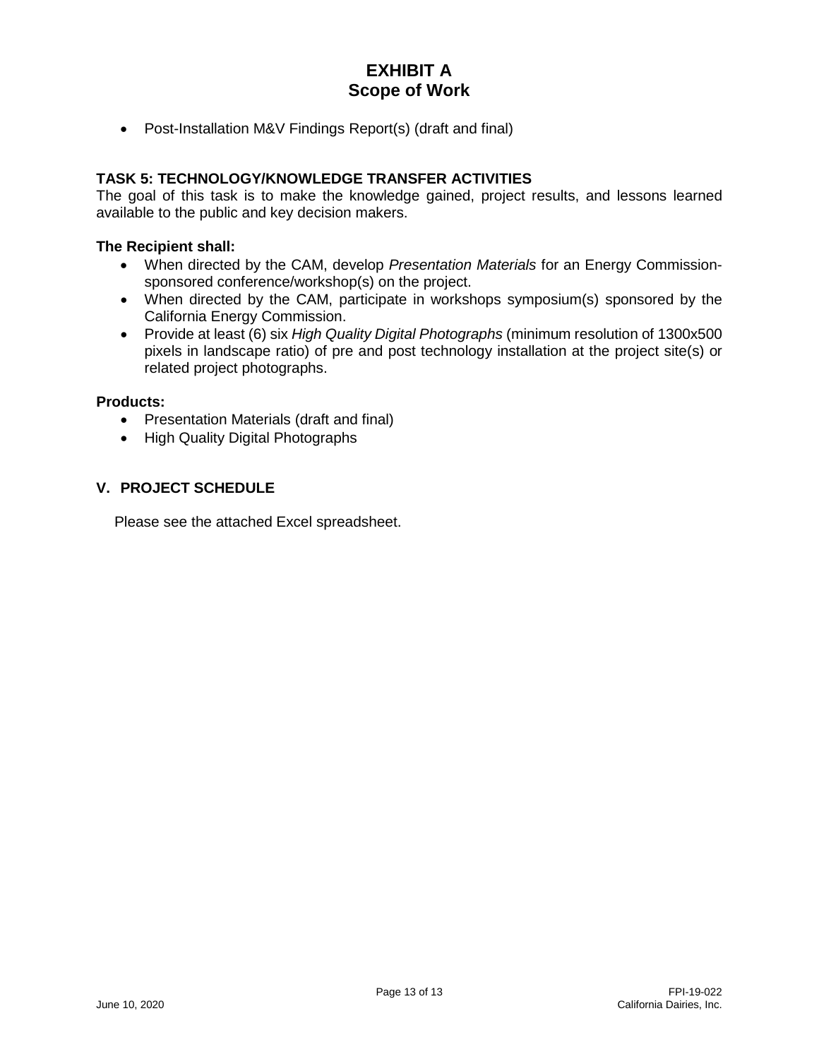- Post-Installation M&V Findings Report(s) (draft and final)

### TASK 5: TECHNOLOGY/KNOWLEDGE TRANSFER ACTIVITIES

The goal of this task is to make the knowledge gained, project results, and lessons learned available to the public and key decision makers.

**The Recipient shall:**

- When directed by the CAM, develop *Presentation Materials* for an Energy Commission-sponsored conference/workshop(s) on the project.
- When directed by the CAM, participate in workshops symposium(s) sponsored by the California Energy Commission.
- Provide at least (6) six *High Quality Digital Photographs* (minimum resolution of 1300x500 pixels in landscape ratio) of pre and post technology installation at the project site(s) or related project photographs.

**Products:**

- Presentation Materials (draft and final)
- High Quality Digital Photographs

## V. PROJECT SCHEDULE

Please see the attached Excel spreadsheet.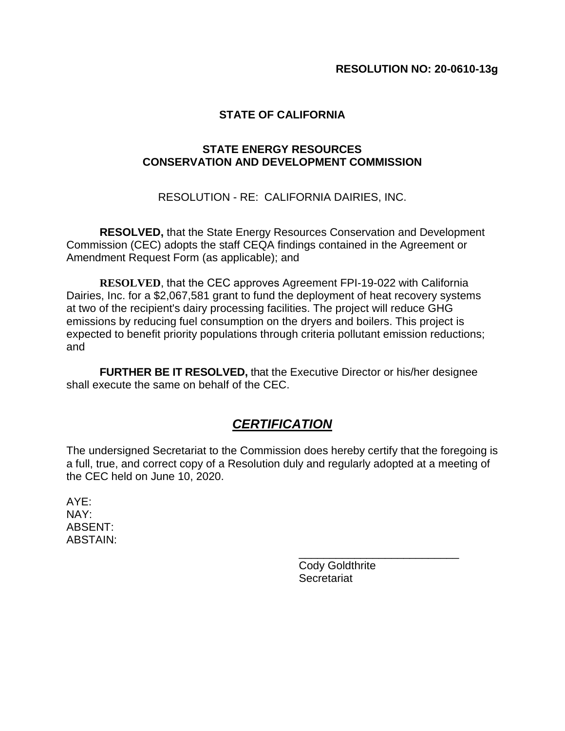**RESOLUTION NO: 20-0610-13g**

**STATE OF CALIFORNIA**

**STATE ENERGY RESOURCES**
**CONSERVATION AND DEVELOPMENT COMMISSION**

RESOLUTION - RE: CALIFORNIA DAIRIES, INC.

**RESOLVED,** that the State Energy Resources Conservation and Development Commission (CEC) adopts the staff CEQA findings contained in the Agreement or Amendment Request Form (as applicable); and

**RESOLVED**, that the CEC approves Agreement FPI-19-022 with California Dairies, Inc. for a $2,067,581 grant to fund the deployment of heat recovery systems at two of the recipient's dairy processing facilities. The project will reduce GHG emissions by reducing fuel consumption on the dryers and boilers. This project is expected to benefit priority populations through criteria pollutant emission reductions; and

**FURTHER BE IT RESOLVED,** that the Executive Director or his/her designee shall execute the same on behalf of the CEC.

## ***CERTIFICATION***

The undersigned Secretariat to the Commission does hereby certify that the foregoing is a full, true, and correct copy of a Resolution duly and regularly adopted at a meeting of the CEC held on June 10, 2020.

AYE:
NAY:
ABSENT:
ABSTAIN:

___________________________
Cody Goldthrite
Secretariat